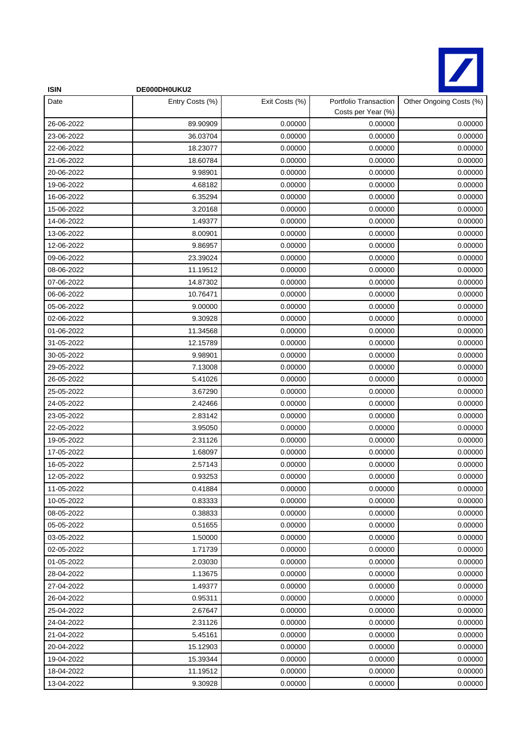| ISIN | DE000DH0UKU2 | | | |
|---|---|---|---|---|
| Date | Entry Costs (%) | Exit Costs (%) | Portfolio Transaction Costs per Year (%) | Other Ongoing Costs (%) |
| 26-06-2022 | 89.90909 | 0.00000 | 0.00000 | 0.00000 |
| 23-06-2022 | 36.03704 | 0.00000 | 0.00000 | 0.00000 |
| 22-06-2022 | 18.23077 | 0.00000 | 0.00000 | 0.00000 |
| 21-06-2022 | 18.60784 | 0.00000 | 0.00000 | 0.00000 |
| 20-06-2022 | 9.98901 | 0.00000 | 0.00000 | 0.00000 |
| 19-06-2022 | 4.68182 | 0.00000 | 0.00000 | 0.00000 |
| 16-06-2022 | 6.35294 | 0.00000 | 0.00000 | 0.00000 |
| 15-06-2022 | 3.20168 | 0.00000 | 0.00000 | 0.00000 |
| 14-06-2022 | 1.49377 | 0.00000 | 0.00000 | 0.00000 |
| 13-06-2022 | 8.00901 | 0.00000 | 0.00000 | 0.00000 |
| 12-06-2022 | 9.86957 | 0.00000 | 0.00000 | 0.00000 |
| 09-06-2022 | 23.39024 | 0.00000 | 0.00000 | 0.00000 |
| 08-06-2022 | 11.19512 | 0.00000 | 0.00000 | 0.00000 |
| 07-06-2022 | 14.87302 | 0.00000 | 0.00000 | 0.00000 |
| 06-06-2022 | 10.76471 | 0.00000 | 0.00000 | 0.00000 |
| 05-06-2022 | 9.00000 | 0.00000 | 0.00000 | 0.00000 |
| 02-06-2022 | 9.30928 | 0.00000 | 0.00000 | 0.00000 |
| 01-06-2022 | 11.34568 | 0.00000 | 0.00000 | 0.00000 |
| 31-05-2022 | 12.15789 | 0.00000 | 0.00000 | 0.00000 |
| 30-05-2022 | 9.98901 | 0.00000 | 0.00000 | 0.00000 |
| 29-05-2022 | 7.13008 | 0.00000 | 0.00000 | 0.00000 |
| 26-05-2022 | 5.41026 | 0.00000 | 0.00000 | 0.00000 |
| 25-05-2022 | 3.67290 | 0.00000 | 0.00000 | 0.00000 |
| 24-05-2022 | 2.42466 | 0.00000 | 0.00000 | 0.00000 |
| 23-05-2022 | 2.83142 | 0.00000 | 0.00000 | 0.00000 |
| 22-05-2022 | 3.95050 | 0.00000 | 0.00000 | 0.00000 |
| 19-05-2022 | 2.31126 | 0.00000 | 0.00000 | 0.00000 |
| 17-05-2022 | 1.68097 | 0.00000 | 0.00000 | 0.00000 |
| 16-05-2022 | 2.57143 | 0.00000 | 0.00000 | 0.00000 |
| 12-05-2022 | 0.93253 | 0.00000 | 0.00000 | 0.00000 |
| 11-05-2022 | 0.41884 | 0.00000 | 0.00000 | 0.00000 |
| 10-05-2022 | 0.83333 | 0.00000 | 0.00000 | 0.00000 |
| 08-05-2022 | 0.38833 | 0.00000 | 0.00000 | 0.00000 |
| 05-05-2022 | 0.51655 | 0.00000 | 0.00000 | 0.00000 |
| 03-05-2022 | 1.50000 | 0.00000 | 0.00000 | 0.00000 |
| 02-05-2022 | 1.71739 | 0.00000 | 0.00000 | 0.00000 |
| 01-05-2022 | 2.03030 | 0.00000 | 0.00000 | 0.00000 |
| 28-04-2022 | 1.13675 | 0.00000 | 0.00000 | 0.00000 |
| 27-04-2022 | 1.49377 | 0.00000 | 0.00000 | 0.00000 |
| 26-04-2022 | 0.95311 | 0.00000 | 0.00000 | 0.00000 |
| 25-04-2022 | 2.67647 | 0.00000 | 0.00000 | 0.00000 |
| 24-04-2022 | 2.31126 | 0.00000 | 0.00000 | 0.00000 |
| 21-04-2022 | 5.45161 | 0.00000 | 0.00000 | 0.00000 |
| 20-04-2022 | 15.12903 | 0.00000 | 0.00000 | 0.00000 |
| 19-04-2022 | 15.39344 | 0.00000 | 0.00000 | 0.00000 |
| 18-04-2022 | 11.19512 | 0.00000 | 0.00000 | 0.00000 |
| 13-04-2022 | 9.30928 | 0.00000 | 0.00000 | 0.00000 |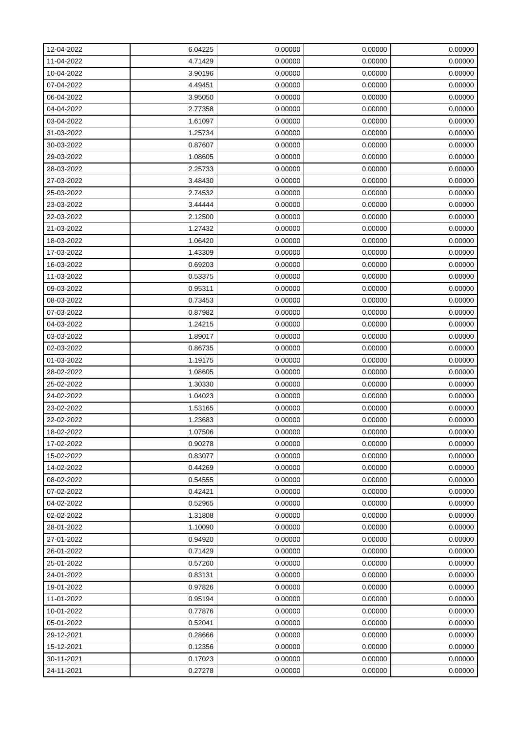| | | | | |
|---|---|---|---|---|
| 12-04-2022 | 6.04225 | 0.00000 | 0.00000 | 0.00000 |
| 11-04-2022 | 4.71429 | 0.00000 | 0.00000 | 0.00000 |
| 10-04-2022 | 3.90196 | 0.00000 | 0.00000 | 0.00000 |
| 07-04-2022 | 4.49451 | 0.00000 | 0.00000 | 0.00000 |
| 06-04-2022 | 3.95050 | 0.00000 | 0.00000 | 0.00000 |
| 04-04-2022 | 2.77358 | 0.00000 | 0.00000 | 0.00000 |
| 03-04-2022 | 1.61097 | 0.00000 | 0.00000 | 0.00000 |
| 31-03-2022 | 1.25734 | 0.00000 | 0.00000 | 0.00000 |
| 30-03-2022 | 0.87607 | 0.00000 | 0.00000 | 0.00000 |
| 29-03-2022 | 1.08605 | 0.00000 | 0.00000 | 0.00000 |
| 28-03-2022 | 2.25733 | 0.00000 | 0.00000 | 0.00000 |
| 27-03-2022 | 3.48430 | 0.00000 | 0.00000 | 0.00000 |
| 25-03-2022 | 2.74532 | 0.00000 | 0.00000 | 0.00000 |
| 23-03-2022 | 3.44444 | 0.00000 | 0.00000 | 0.00000 |
| 22-03-2022 | 2.12500 | 0.00000 | 0.00000 | 0.00000 |
| 21-03-2022 | 1.27432 | 0.00000 | 0.00000 | 0.00000 |
| 18-03-2022 | 1.06420 | 0.00000 | 0.00000 | 0.00000 |
| 17-03-2022 | 1.43309 | 0.00000 | 0.00000 | 0.00000 |
| 16-03-2022 | 0.69203 | 0.00000 | 0.00000 | 0.00000 |
| 11-03-2022 | 0.53375 | 0.00000 | 0.00000 | 0.00000 |
| 09-03-2022 | 0.95311 | 0.00000 | 0.00000 | 0.00000 |
| 08-03-2022 | 0.73453 | 0.00000 | 0.00000 | 0.00000 |
| 07-03-2022 | 0.87982 | 0.00000 | 0.00000 | 0.00000 |
| 04-03-2022 | 1.24215 | 0.00000 | 0.00000 | 0.00000 |
| 03-03-2022 | 1.89017 | 0.00000 | 0.00000 | 0.00000 |
| 02-03-2022 | 0.86735 | 0.00000 | 0.00000 | 0.00000 |
| 01-03-2022 | 1.19175 | 0.00000 | 0.00000 | 0.00000 |
| 28-02-2022 | 1.08605 | 0.00000 | 0.00000 | 0.00000 |
| 25-02-2022 | 1.30330 | 0.00000 | 0.00000 | 0.00000 |
| 24-02-2022 | 1.04023 | 0.00000 | 0.00000 | 0.00000 |
| 23-02-2022 | 1.53165 | 0.00000 | 0.00000 | 0.00000 |
| 22-02-2022 | 1.23683 | 0.00000 | 0.00000 | 0.00000 |
| 18-02-2022 | 1.07506 | 0.00000 | 0.00000 | 0.00000 |
| 17-02-2022 | 0.90278 | 0.00000 | 0.00000 | 0.00000 |
| 15-02-2022 | 0.83077 | 0.00000 | 0.00000 | 0.00000 |
| 14-02-2022 | 0.44269 | 0.00000 | 0.00000 | 0.00000 |
| 08-02-2022 | 0.54555 | 0.00000 | 0.00000 | 0.00000 |
| 07-02-2022 | 0.42421 | 0.00000 | 0.00000 | 0.00000 |
| 04-02-2022 | 0.52965 | 0.00000 | 0.00000 | 0.00000 |
| 02-02-2022 | 1.31808 | 0.00000 | 0.00000 | 0.00000 |
| 28-01-2022 | 1.10090 | 0.00000 | 0.00000 | 0.00000 |
| 27-01-2022 | 0.94920 | 0.00000 | 0.00000 | 0.00000 |
| 26-01-2022 | 0.71429 | 0.00000 | 0.00000 | 0.00000 |
| 25-01-2022 | 0.57260 | 0.00000 | 0.00000 | 0.00000 |
| 24-01-2022 | 0.83131 | 0.00000 | 0.00000 | 0.00000 |
| 19-01-2022 | 0.97826 | 0.00000 | 0.00000 | 0.00000 |
| 11-01-2022 | 0.95194 | 0.00000 | 0.00000 | 0.00000 |
| 10-01-2022 | 0.77876 | 0.00000 | 0.00000 | 0.00000 |
| 05-01-2022 | 0.52041 | 0.00000 | 0.00000 | 0.00000 |
| 29-12-2021 | 0.28666 | 0.00000 | 0.00000 | 0.00000 |
| 15-12-2021 | 0.12356 | 0.00000 | 0.00000 | 0.00000 |
| 30-11-2021 | 0.17023 | 0.00000 | 0.00000 | 0.00000 |
| 24-11-2021 | 0.27278 | 0.00000 | 0.00000 | 0.00000 |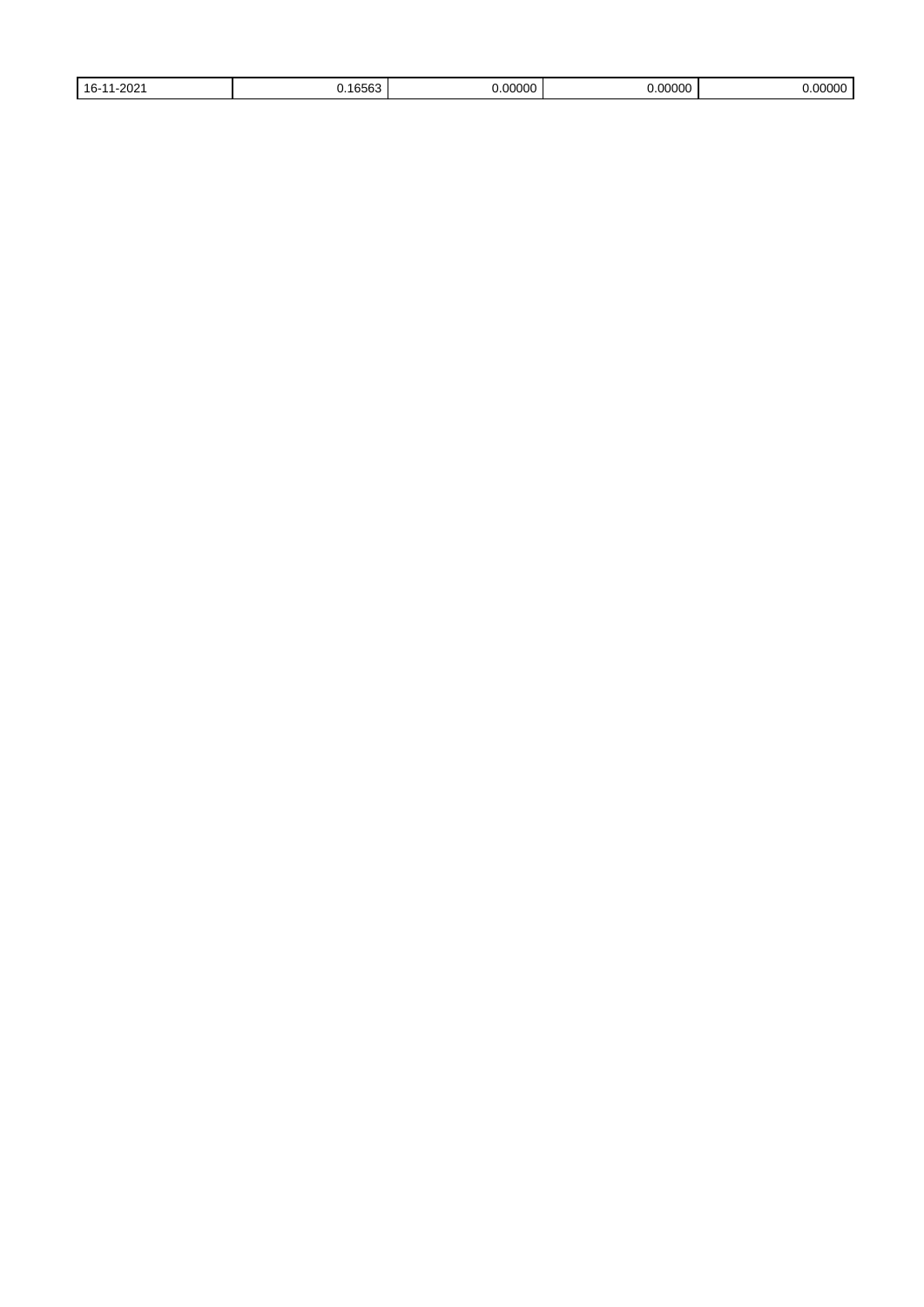| | | | | |
|---|---|---|---|---|
| 16-11-2021 | 0.16563 | 0.00000 | 0.00000 | 0.00000 |